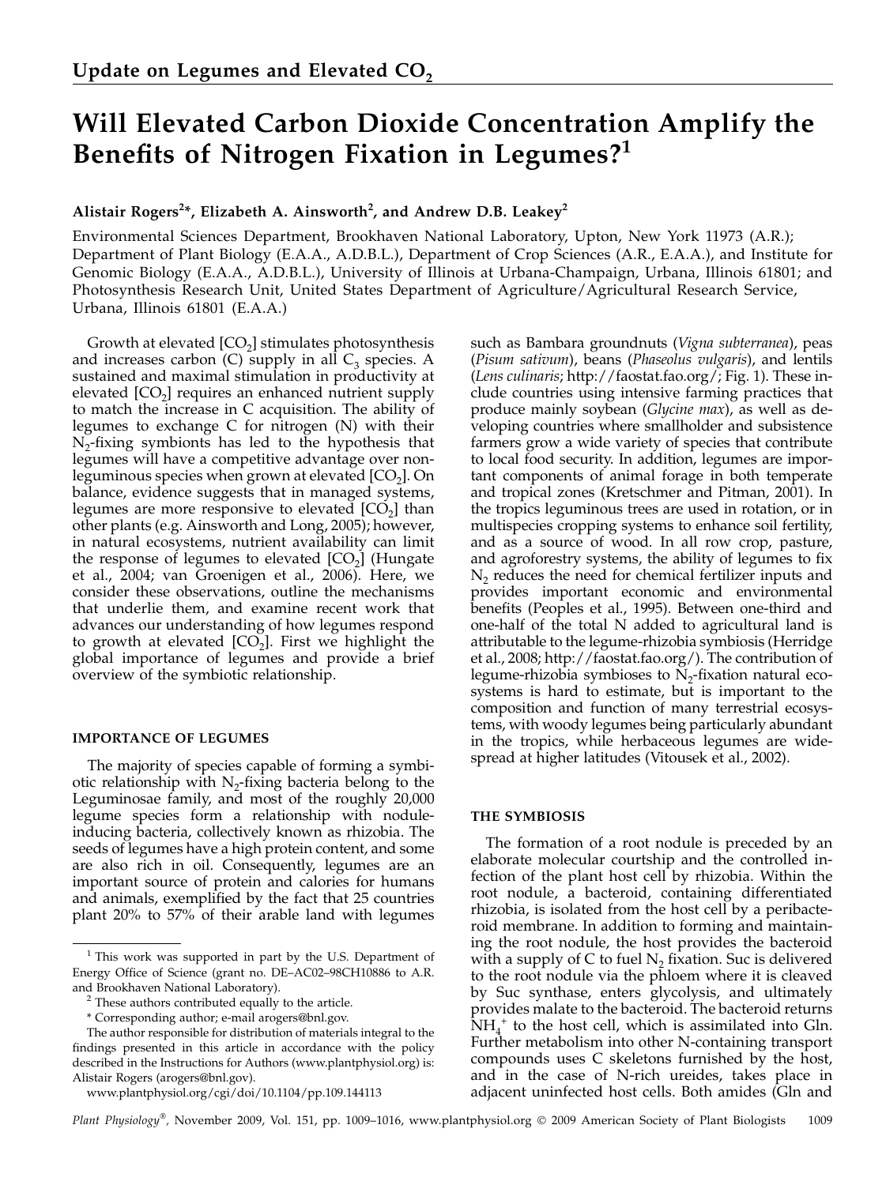Update on Legumes and Elevated $CO_2$

# Will Elevated Carbon Dioxide Concentration Amplify the Benefits of Nitrogen Fixation in Legumes?[1]

**Alistair Rogers[2]*, Elizabeth A. Ainsworth[2], and Andrew D.B. Leakey[2]**

Environmental Sciences Department, Brookhaven National Laboratory, Upton, New York 11973 (A.R.); Department of Plant Biology (E.A.A., A.D.B.L.), Department of Crop Sciences (A.R., E.A.A.), and Institute for Genomic Biology (E.A.A., A.D.B.L.), University of Illinois at Urbana-Champaign, Urbana, Illinois 61801; and Photosynthesis Research Unit, United States Department of Agriculture/Agricultural Research Service, Urbana, Illinois 61801 (E.A.A.)

Growth at elevated [$CO_2$] stimulates photosynthesis and increases carbon (C) supply in all $C_3$ species. A sustained and maximal stimulation in productivity at elevated [$CO_2$] requires an enhanced nutrient supply to match the increase in C acquisition. The ability of legumes to exchange C for nitrogen (N) with their $N_2$-fixing symbionts has led to the hypothesis that legumes will have a competitive advantage over non-leguminous species when grown at elevated [$CO_2$]. On balance, evidence suggests that in managed systems, legumes are more responsive to elevated [$CO_2$] than other plants (e.g. Ainsworth and Long, 2005); however, in natural ecosystems, nutrient availability can limit the response of legumes to elevated [$CO_2$] (Hungate et al., 2004; van Groenigen et al., 2006). Here, we consider these observations, outline the mechanisms that underlie them, and examine recent work that advances our understanding of how legumes respond to growth at elevated [$CO_2$]. First we highlight the global importance of legumes and provide a brief overview of the symbiotic relationship.

## IMPORTANCE OF LEGUMES

The majority of species capable of forming a symbiotic relationship with $N_2$-fixing bacteria belong to the Leguminosae family, and most of the roughly 20,000 legume species form a relationship with nodule-inducing bacteria, collectively known as rhizobia. The seeds of legumes have a high protein content, and some are also rich in oil. Consequently, legumes are an important source of protein and calories for humans and animals, exemplified by the fact that 25 countries plant 20% to 57% of their arable land with legumes such as Bambara groundnuts (*Vigna subterranea*), peas (*Pisum sativum*), beans (*Phaseolus vulgaris*), and lentils (*Lens culinaris*; http://faostat.fao.org/; Fig. 1). These include countries using intensive farming practices that produce mainly soybean (*Glycine max*), as well as developing countries where smallholder and subsistence farmers grow a wide variety of species that contribute to local food security. In addition, legumes are important components of animal forage in both temperate and tropical zones (Kretschmer and Pitman, 2001). In the tropics leguminous trees are used in rotation, or in multispecies cropping systems to enhance soil fertility, and as a source of wood. In all row crop, pasture, and agroforestry systems, the ability of legumes to fix $N_2$ reduces the need for chemical fertilizer inputs and provides important economic and environmental benefits (Peoples et al., 1995). Between one-third and one-half of the total N added to agricultural land is attributable to the legume-rhizobia symbiosis (Herridge et al., 2008; http://faostat.fao.org/). The contribution of legume-rhizobia symbioses to $N_2$-fixation natural ecosystems is hard to estimate, but is important to the composition and function of many terrestrial ecosystems, with woody legumes being particularly abundant in the tropics, while herbaceous legumes are widespread at higher latitudes (Vitousek et al., 2002).

## THE SYMBIOSIS

The formation of a root nodule is preceded by an elaborate molecular courtship and the controlled infection of the plant host cell by rhizobia. Within the root nodule, a bacteroid, containing differentiated rhizobia, is isolated from the host cell by a peribacteroid membrane. In addition to forming and maintaining the root nodule, the host provides the bacteroid with a supply of C to fuel $N_2$ fixation. Suc is delivered to the root nodule via the phloem where it is cleaved by Suc synthase, enters glycolysis, and ultimately provides malate to the bacteroid. The bacteroid returns $NH_4^+$ to the host cell, which is assimilated into Gln. Further metabolism into other N-containing transport compounds uses C skeletons furnished by the host, and in the case of N-rich ureides, takes place in adjacent uninfected host cells. Both amides (Gln and

---

[1] This work was supported in part by the U.S. Department of Energy Office of Science (grant no. DE–AC02–98CH10886 to A.R. and Brookhaven National Laboratory).

[2] These authors contributed equally to the article.

\* Corresponding author; e-mail arogers@bnl.gov.

The author responsible for distribution of materials integral to the findings presented in this article in accordance with the policy described in the Instructions for Authors (www.plantphysiol.org) is: Alistair Rogers (arogers@bnl.gov).

www.plantphysiol.org/cgi/doi/10.1104/pp.109.144113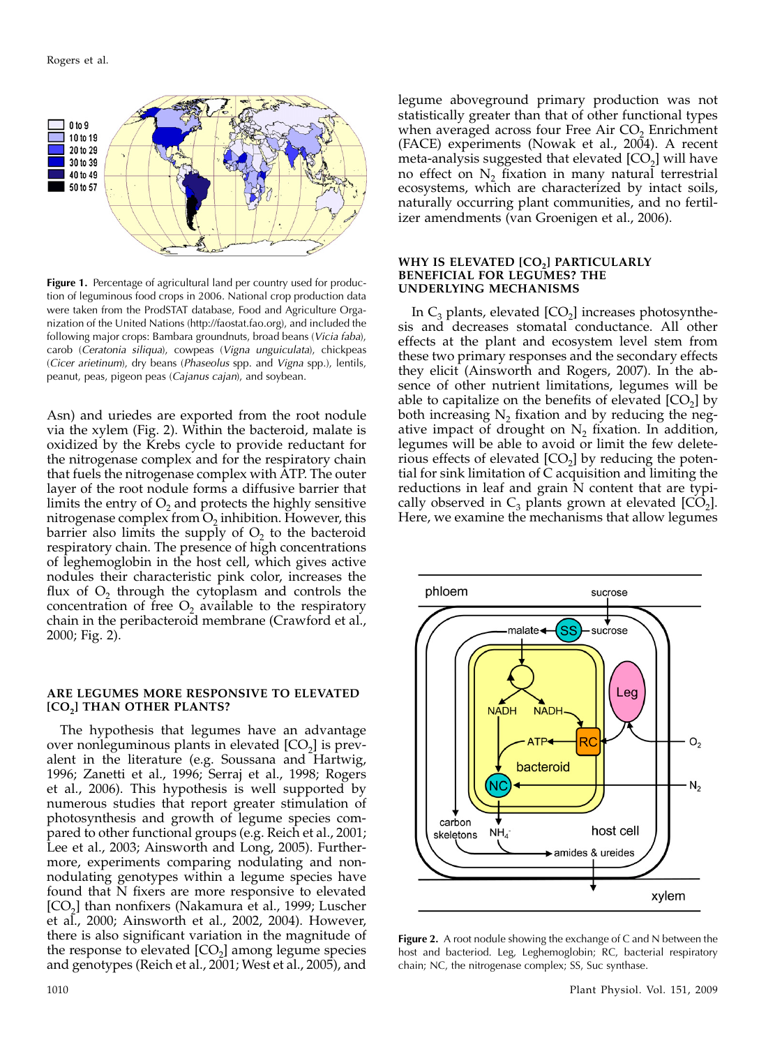Figure 1. Percentage of agricultural land per country used for production of leguminous food crops in 2006. National crop production data were taken from the ProdSTAT database, Food and Agriculture Organization of the United Nations (http://faostat.fao.org), and included the following major crops: Bambara groundnuts, broad beans (*Vicia faba*), carob (*Ceratonia siliqua*), cowpeas (*Vigna unguiculata*), chickpeas (*Cicer arietinum*), dry beans (*Phaseolus* spp. and *Vigna* spp.), lentils, peanut, peas, pigeon peas (*Cajanus cajan*), and soybean.

Asn) and uriedes are exported from the root nodule via the xylem (Fig. 2). Within the bacteroid, malate is oxidized by the Krebs cycle to provide reductant for the nitrogenase complex and for the respiratory chain that fuels the nitrogenase complex with ATP. The outer layer of the root nodule forms a diffusive barrier that limits the entry of $O_2$ and protects the highly sensitive nitrogenase complex from $O_2$ inhibition. However, this barrier also limits the supply of $O_2$ to the bacteroid respiratory chain. The presence of high concentrations of leghemoglobin in the host cell, which gives active nodules their characteristic pink color, increases the flux of $O_2$ through the cytoplasm and controls the concentration of free $O_2$ available to the respiratory chain in the peribacteroid membrane (Crawford et al., 2000; Fig. 2).

## ARE LEGUMES MORE RESPONSIVE TO ELEVATED [$CO_2$] THAN OTHER PLANTS?

The hypothesis that legumes have an advantage over nonleguminous plants in elevated [$CO_2$] is prevalent in the literature (e.g. Soussana and Hartwig, 1996; Zanetti et al., 1996; Serraj et al., 1998; Rogers et al., 2006). This hypothesis is well supported by numerous studies that report greater stimulation of photosynthesis and growth of legume species compared to other functional groups (e.g. Reich et al., 2001; Lee et al., 2003; Ainsworth and Long, 2005). Furthermore, experiments comparing nodulating and nonnodulating genotypes within a legume species have found that N fixers are more responsive to elevated [$CO_2$] than nonfixers (Nakamura et al., 1999; Luscher et al., 2000; Ainsworth et al., 2002, 2004). However, there is also significant variation in the magnitude of the response to elevated [$CO_2$] among legume species and genotypes (Reich et al., 2001; West et al., 2005), and legume aboveground primary production was not statistically greater than that of other functional types when averaged across four Free Air $CO_2$ Enrichment (FACE) experiments (Nowak et al., 2004). A recent meta-analysis suggested that elevated [$CO_2$] will have no effect on $N_2$ fixation in many natural terrestrial ecosystems, which are characterized by intact soils, naturally occurring plant communities, and no fertilizer amendments (van Groenigen et al., 2006).

## WHY IS ELEVATED [$CO_2$] PARTICULARLY BENEFICIAL FOR LEGUMES? THE UNDERLYING MECHANISMS

In $C_3$ plants, elevated [$CO_2$] increases photosynthesis and decreases stomatal conductance. All other effects at the plant and ecosystem level stem from these two primary responses and the secondary effects they elicit (Ainsworth and Rogers, 2007). In the absence of other nutrient limitations, legumes will be able to capitalize on the benefits of elevated [$CO_2$] by both increasing $N_2$ fixation and by reducing the negative impact of drought on $N_2$ fixation. In addition, legumes will be able to avoid or limit the few deleterious effects of elevated [$CO_2$] by reducing the potential for sink limitation of C acquisition and limiting the reductions in leaf and grain N content that are typically observed in $C_3$ plants grown at elevated [$CO_2$]. Here, we examine the mechanisms that allow legumes

Figure 2. A root nodule showing the exchange of C and N between the host and bacteriod. Leg, Leghemoglobin; RC, bacterial respiratory chain; NC, the nitrogenase complex; SS, Suc synthase.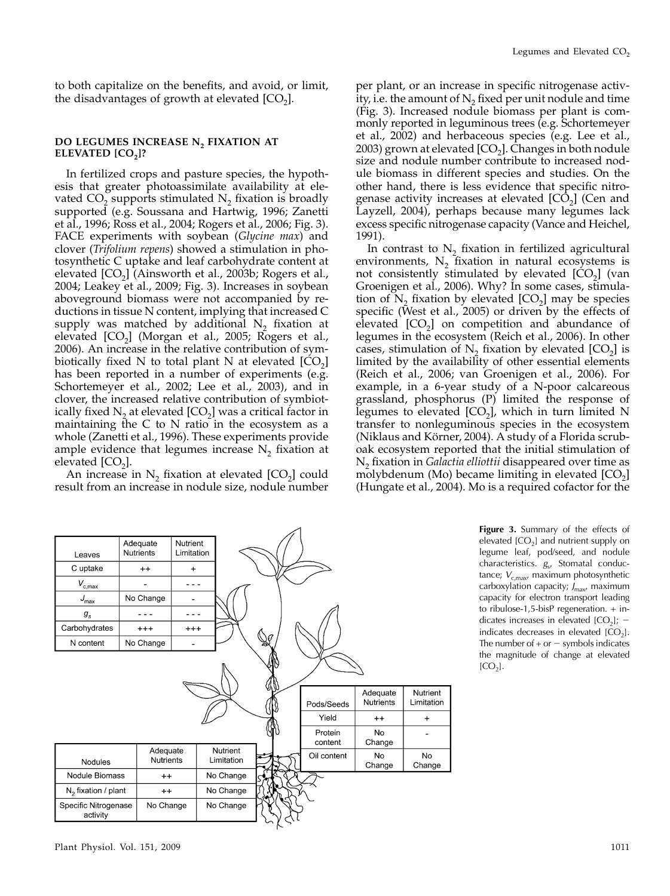to both capitalize on the benefits, and avoid, or limit, the disadvantages of growth at elevated [$CO_2$].

## DO LEGUMES INCREASE $N_2$ FIXATION AT ELEVATED [$CO_2$]?

In fertilized crops and pasture species, the hypothesis that greater photoassimilate availability at elevated $CO_2$ supports stimulated $N_2$ fixation is broadly supported (e.g. Soussana and Hartwig, 1996; Zanetti et al., 1996; Ross et al., 2004; Rogers et al., 2006; Fig. 3). FACE experiments with soybean (*Glycine max*) and clover (*Trifolium repens*) showed a stimulation in photosynthetic C uptake and leaf carbohydrate content at elevated [$CO_2$] (Ainsworth et al., 2003b; Rogers et al., 2004; Leakey et al., 2009; Fig. 3). Increases in soybean aboveground biomass were not accompanied by reductions in tissue N content, implying that increased C supply was matched by additional $N_2$ fixation at elevated [$CO_2$] (Morgan et al., 2005; Rogers et al., 2006). An increase in the relative contribution of symbiotically fixed N to total plant N at elevated [$CO_2$] has been reported in a number of experiments (e.g. Schortemeyer et al., 2002; Lee et al., 2003), and in clover, the increased relative contribution of symbiotically fixed $N_2$ at elevated [$CO_2$] was a critical factor in maintaining the C to N ratio in the ecosystem as a whole (Zanetti et al., 1996). These experiments provide ample evidence that legumes increase $N_2$ fixation at elevated [$CO_2$].

An increase in $N_2$ fixation at elevated [$CO_2$] could result from an increase in nodule size, nodule number per plant, or an increase in specific nitrogenase activity, i.e. the amount of $N_2$ fixed per unit nodule and time (Fig. 3). Increased nodule biomass per plant is commonly reported in leguminous trees (e.g. Schortemeyer et al., 2002) and herbaceous species (e.g. Lee et al., 2003) grown at elevated [$CO_2$]. Changes in both nodule size and nodule number contribute to increased nodule biomass in different species and studies. On the other hand, there is less evidence that specific nitrogenase activity increases at elevated [$CO_2$] (Cen and Layzell, 2004), perhaps because many legumes lack excess specific nitrogenase capacity (Vance and Heichel, 1991).

In contrast to $N_2$ fixation in fertilized agricultural environments, $N_2$ fixation in natural ecosystems is not consistently stimulated by elevated [$CO_2$] (van Groenigen et al., 2006). Why? In some cases, stimulation of $N_2$ fixation by elevated [$CO_2$] may be species specific (West et al., 2005) or driven by the effects of elevated [$CO_2$] on competition and abundance of legumes in the ecosystem (Reich et al., 2006). In other cases, stimulation of $N_2$ fixation by elevated [$CO_2$] is limited by the availability of other essential elements (Reich et al., 2006; van Groenigen et al., 2006). For example, in a 6-year study of a N-poor calcareous grassland, phosphorus (P) limited the response of legumes to elevated [$CO_2$], which in turn limited N transfer to nonleguminous species in the ecosystem (Niklaus and Körner, 2004). A study of a Florida scrub-oak ecosystem reported that the initial stimulation of $N_2$ fixation in *Galactia elliottii* disappeared over time as molybdenum (Mo) became limiting in elevated [$CO_2$] (Hungate et al., 2004). Mo is a required cofactor for the

| Leaves | Adequate Nutrients | Nutrient Limitation |
|---|---|---|
| C uptake | ++ | + |
| $V_{c,max}$ | - | - - - |
| $J_{max}$ | No Change | - |
| $g_s$ | - - - | - - - |
| Carbohydrates | +++ | +++ |
| N content | No Change | - |

| Pods/Seeds | Adequate Nutrients | Nutrient Limitation |
|---|---|---|
| Yield | ++ | + |
| Protein content | No Change | - |
| Oil content | No Change | No Change |

| Nodules | Adequate Nutrients | Nutrient Limitation |
|---|---|---|
| Nodule Biomass | ++ | No Change |
| $N_2$ fixation / plant | ++ | No Change |
| Specific Nitrogenase activity | No Change | No Change |

**Figure 3.** Summary of the effects of elevated [$CO_2$] and nutrient supply on legume leaf, pod/seed, and nodule characteristics. $g_s$, Stomatal conductance; $V_{c,max}$, maximum photosynthetic carboxylation capacity; $J_{max}$, maximum capacity for electron transport leading to ribulose-1,5-bisP regeneration. + indicates increases in elevated [$CO_2$]; − indicates decreases in elevated [$CO_2$]. The number of + or − symbols indicates the magnitude of change at elevated [$CO_2$].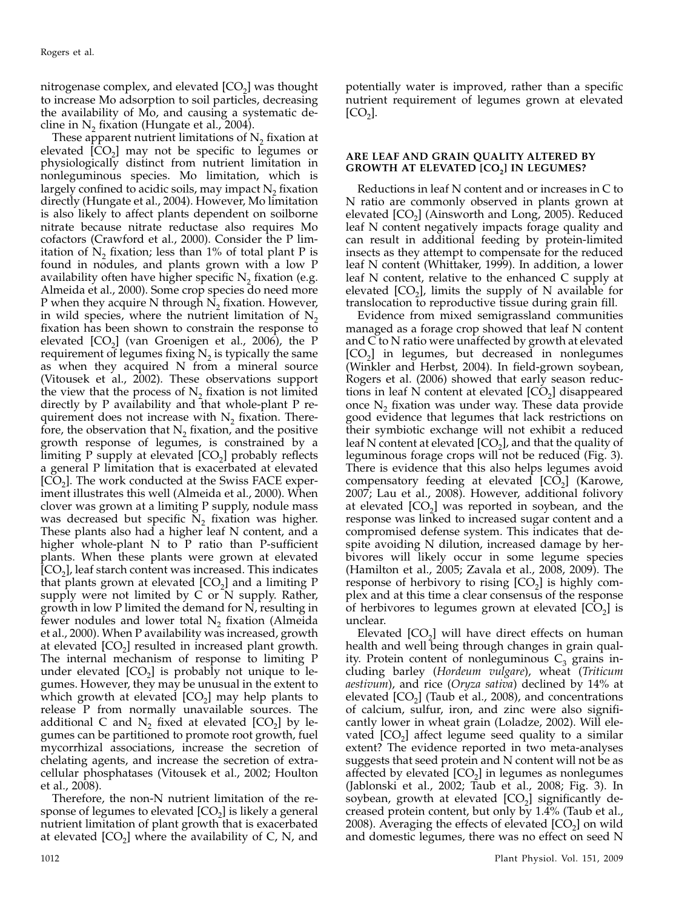nitrogenase complex, and elevated [$CO_2$] was thought to increase Mo adsorption to soil particles, decreasing the availability of Mo, and causing a systematic decline in $N_2$ fixation (Hungate et al., 2004).

These apparent nutrient limitations of $N_2$ fixation at elevated [$CO_2$] may not be specific to legumes or physiologically distinct from nutrient limitation in nonleguminous species. Mo limitation, which is largely confined to acidic soils, may impact $N_2$ fixation directly (Hungate et al., 2004). However, Mo limitation is also likely to affect plants dependent on soilborne nitrate because nitrate reductase also requires Mo cofactors (Crawford et al., 2000). Consider the P limitation of $N_2$ fixation; less than 1% of total plant P is found in nodules, and plants grown with a low P availability often have higher specific $N_2$ fixation (e.g. Almeida et al., 2000). Some crop species do need more P when they acquire N through $N_2$ fixation. However, in wild species, where the nutrient limitation of $N_2$ fixation has been shown to constrain the response to elevated [$CO_2$] (van Groenigen et al., 2006), the P requirement of legumes fixing $N_2$ is typically the same as when they acquired N from a mineral source (Vitousek et al., 2002). These observations support the view that the process of $N_2$ fixation is not limited directly by P availability and that whole-plant P requirement does not increase with $N_2$ fixation. Therefore, the observation that $N_2$ fixation, and the positive growth response of legumes, is constrained by a limiting P supply at elevated [$CO_2$] probably reflects a general P limitation that is exacerbated at elevated [$CO_2$]. The work conducted at the Swiss FACE experiment illustrates this well (Almeida et al., 2000). When clover was grown at a limiting P supply, nodule mass was decreased but specific $N_2$ fixation was higher. These plants also had a higher leaf N content, and a higher whole-plant N to P ratio than P-sufficient plants. When these plants were grown at elevated [$CO_2$], leaf starch content was increased. This indicates that plants grown at elevated [$CO_2$] and a limiting P supply were not limited by C or N supply. Rather, growth in low P limited the demand for N, resulting in fewer nodules and lower total $N_2$ fixation (Almeida et al., 2000). When P availability was increased, growth at elevated [$CO_2$] resulted in increased plant growth. The internal mechanism of response to limiting P under elevated [$CO_2$] is probably not unique to legumes. However, they may be unusual in the extent to which growth at elevated [$CO_2$] may help plants to release P from normally unavailable sources. The additional C and $N_2$ fixed at elevated [$CO_2$] by legumes can be partitioned to promote root growth, fuel mycorrhizal associations, increase the secretion of chelating agents, and increase the secretion of extracellular phosphatases (Vitousek et al., 2002; Houlton et al., 2008).

Therefore, the non-N nutrient limitation of the response of legumes to elevated [$CO_2$] is likely a general nutrient limitation of plant growth that is exacerbated at elevated [$CO_2$] where the availability of C, N, and potentially water is improved, rather than a specific nutrient requirement of legumes grown at elevated [$CO_2$].

## ARE LEAF AND GRAIN QUALITY ALTERED BY GROWTH AT ELEVATED [$CO_2$] IN LEGUMES?

Reductions in leaf N content and or increases in C to N ratio are commonly observed in plants grown at elevated [$CO_2$] (Ainsworth and Long, 2005). Reduced leaf N content negatively impacts forage quality and can result in additional feeding by protein-limited insects as they attempt to compensate for the reduced leaf N content (Whittaker, 1999). In addition, a lower leaf N content, relative to the enhanced C supply at elevated [$CO_2$], limits the supply of N available for translocation to reproductive tissue during grain fill.

Evidence from mixed semigrassland communities managed as a forage crop showed that leaf N content and C to N ratio were unaffected by growth at elevated [$CO_2$] in legumes, but decreased in nonlegumes (Winkler and Herbst, 2004). In field-grown soybean, Rogers et al. (2006) showed that early season reductions in leaf N content at elevated [$CO_2$] disappeared once $N_2$ fixation was under way. These data provide good evidence that legumes that lack restrictions on their symbiotic exchange will not exhibit a reduced leaf N content at elevated [$CO_2$], and that the quality of leguminous forage crops will not be reduced (Fig. 3). There is evidence that this also helps legumes avoid compensatory feeding at elevated [$CO_2$] (Karowe, 2007; Lau et al., 2008). However, additional folivory at elevated [$CO_2$] was reported in soybean, and the response was linked to increased sugar content and a compromised defense system. This indicates that despite avoiding N dilution, increased damage by herbivores will likely occur in some legume species (Hamilton et al., 2005; Zavala et al., 2008, 2009). The response of herbivory to rising [$CO_2$] is highly complex and at this time a clear consensus of the response of herbivores to legumes grown at elevated [$CO_2$] is unclear.

Elevated [$CO_2$] will have direct effects on human health and well being through changes in grain quality. Protein content of nonleguminous $C_3$ grains including barley (*Hordeum vulgare*), wheat (*Triticum aestivum*), and rice (*Oryza sativa*) declined by 14% at elevated [$CO_2$] (Taub et al., 2008), and concentrations of calcium, sulfur, iron, and zinc were also significantly lower in wheat grain (Loladze, 2002). Will elevated [$CO_2$] affect legume seed quality to a similar extent? The evidence reported in two meta-analyses suggests that seed protein and N content will not be as affected by elevated [$CO_2$] in legumes as nonlegumes (Jablonski et al., 2002; Taub et al., 2008; Fig. 3). In soybean, growth at elevated [$CO_2$] significantly decreased protein content, but only by 1.4% (Taub et al., 2008). Averaging the effects of elevated [$CO_2$] on wild and domestic legumes, there was no effect on seed N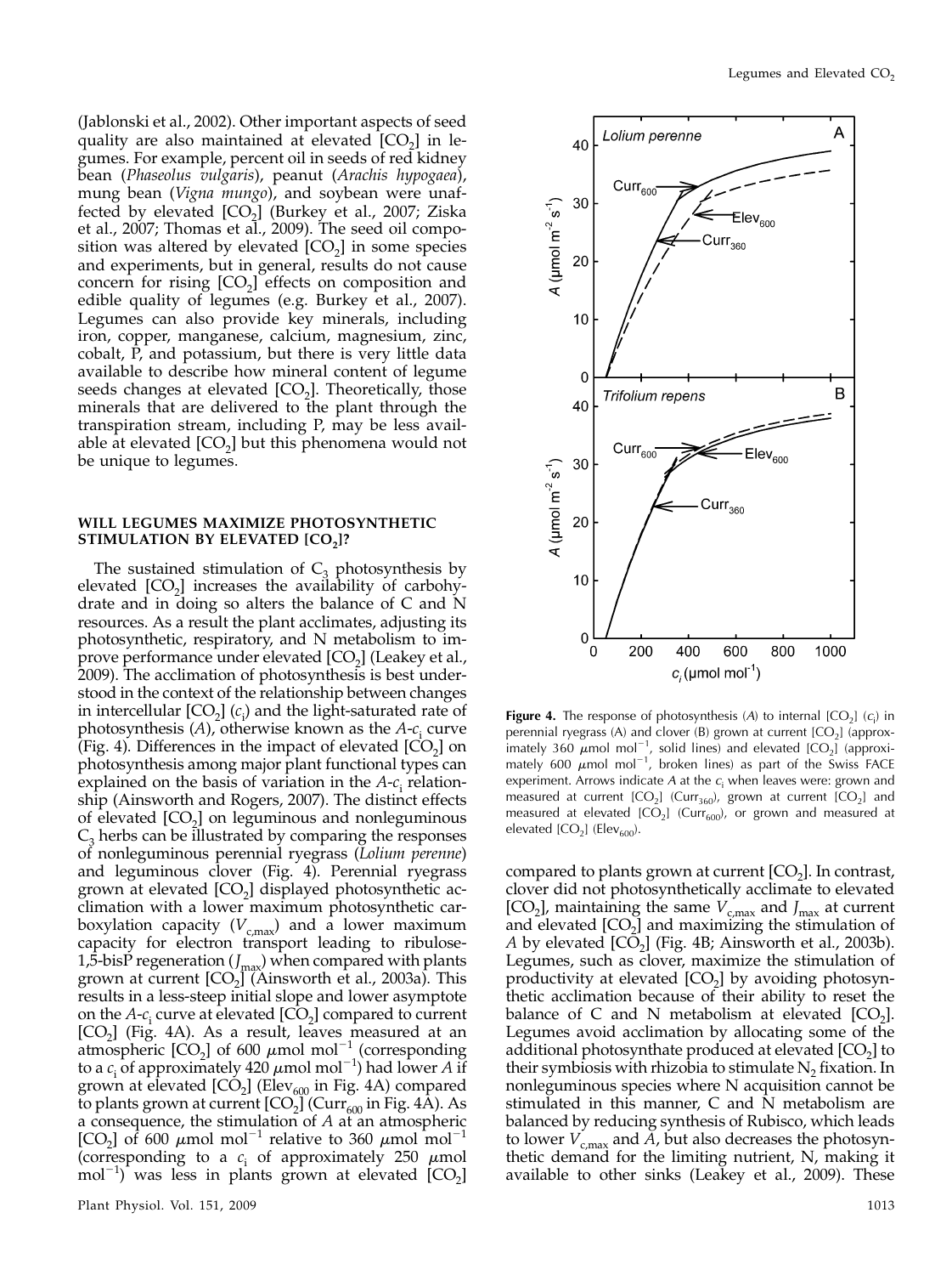(Jablonski et al., 2002). Other important aspects of seed quality are also maintained at elevated [$CO_2$] in legumes. For example, percent oil in seeds of red kidney bean (*Phaseolus vulgaris*), peanut (*Arachis hypogaea*), mung bean (*Vigna mungo*), and soybean were unaffected by elevated [$CO_2$] (Burkey et al., 2007; Ziska et al., 2007; Thomas et al., 2009). The seed oil composition was altered by elevated [$CO_2$] in some species and experiments, but in general, results do not cause concern for rising [$CO_2$] effects on composition and edible quality of legumes (e.g. Burkey et al., 2007). Legumes can also provide key minerals, including iron, copper, manganese, calcium, magnesium, zinc, cobalt, P, and potassium, but there is very little data available to describe how mineral content of legume seeds changes at elevated [$CO_2$]. Theoretically, those minerals that are delivered to the plant through the transpiration stream, including P, may be less available at elevated [$CO_2$] but this phenomena would not be unique to legumes.

## WILL LEGUMES MAXIMIZE PHOTOSYNTHETIC STIMULATION BY ELEVATED [$CO_2$]?

The sustained stimulation of $C_3$ photosynthesis by elevated [$CO_2$] increases the availability of carbohydrate and in doing so alters the balance of C and N resources. As a result the plant acclimates, adjusting its photosynthetic, respiratory, and N metabolism to improve performance under elevated [$CO_2$] (Leakey et al., 2009). The acclimation of photosynthesis is best understood in the context of the relationship between changes in intercellular [$CO_2$] ($c_i$) and the light-saturated rate of photosynthesis ($A$), otherwise known as the $A$-$c_i$ curve (Fig. 4). Differences in the impact of elevated [$CO_2$] on photosynthesis among major plant functional types can explained on the basis of variation in the $A$-$c_i$ relationship (Ainsworth and Rogers, 2007). The distinct effects of elevated [$CO_2$] on leguminous and nonleguminous $C_3$ herbs can be illustrated by comparing the responses of nonleguminous perennial ryegrass (*Lolium perenne*) and leguminous clover (Fig. 4). Perennial ryegrass grown at elevated [$CO_2$] displayed photosynthetic acclimation with a lower maximum photosynthetic carboxylation capacity ($V_{c,max}$) and a lower maximum capacity for electron transport leading to ribulose-1,5-bisP regeneration ($J_{max}$) when compared with plants grown at current [$CO_2$] (Ainsworth et al., 2003a). This results in a less-steep initial slope and lower asymptote on the $A$-$c_i$ curve at elevated [$CO_2$] compared to current [$CO_2$] (Fig. 4A). As a result, leaves measured at an atmospheric [$CO_2$] of 600 $\mu$mol mol$^{-1}$ (corresponding to a $c_i$ of approximately 420 $\mu$mol mol$^{-1}$) had lower $A$ if grown at elevated [$CO_2$] (Elev$_{600}$ in Fig. 4A) compared to plants grown at current [$CO_2$] (Curr$_{600}$ in Fig. 4A). As a consequence, the stimulation of $A$ at an atmospheric [$CO_2$] of 600 $\mu$mol mol$^{-1}$ relative to 360 $\mu$mol mol$^{-1}$ (corresponding to a $c_i$ of approximately 250 $\mu$mol mol$^{-1}$) was less in plants grown at elevated [$CO_2$] compared to plants grown at current [$CO_2$]. In contrast, clover did not photosynthetically acclimate to elevated [$CO_2$], maintaining the same $V_{c,max}$ and $J_{max}$ at current and elevated [$CO_2$] and maximizing the stimulation of $A$ by elevated [$CO_2$] (Fig. 4B; Ainsworth et al., 2003b). Legumes, such as clover, maximize the stimulation of productivity at elevated [$CO_2$] by avoiding photosynthetic acclimation because of their ability to reset the balance of C and N metabolism at elevated [$CO_2$]. Legumes avoid acclimation by allocating some of the additional photosynthate produced at elevated [$CO_2$] to their symbiosis with rhizobia to stimulate $N_2$ fixation. In nonleguminous species where N acquisition cannot be stimulated in this manner, C and N metabolism are balanced by reducing synthesis of Rubisco, which leads to lower $V_{c,max}$ and $A$, but also decreases the photosynthetic demand for the limiting nutrient, N, making it available to other sinks (Leakey et al., 2009). These

**Figure 4.** The response of photosynthesis ($A$) to internal [$CO_2$] ($c_i$) in perennial ryegrass (A) and clover (B) grown at current [$CO_2$] (approximately 360 $\mu$mol mol$^{-1}$, solid lines) and elevated [$CO_2$] (approximately 600 $\mu$mol mol$^{-1}$, broken lines) as part of the Swiss FACE experiment. Arrows indicate $A$ at the $c_i$ when leaves were: grown and measured at current [$CO_2$] (Curr$_{360}$), grown at current [$CO_2$] and measured at elevated [$CO_2$] (Curr$_{600}$), or grown and measured at elevated [$CO_2$] (Elev$_{600}$).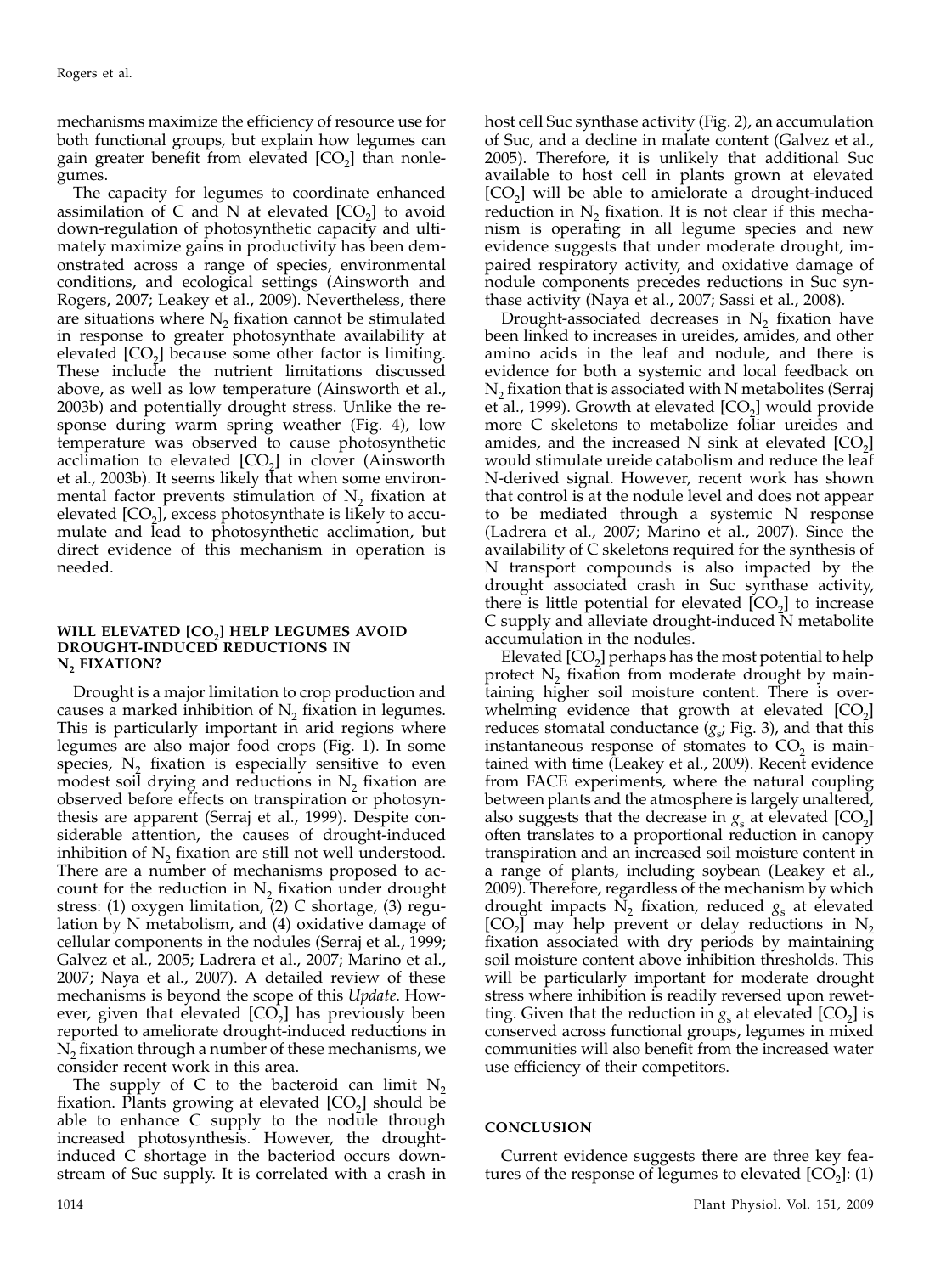mechanisms maximize the efficiency of resource use for both functional groups, but explain how legumes can gain greater benefit from elevated [$CO_2$] than nonlegumes.

The capacity for legumes to coordinate enhanced assimilation of C and N at elevated [$CO_2$] to avoid down-regulation of photosynthetic capacity and ultimately maximize gains in productivity has been demonstrated across a range of species, environmental conditions, and ecological settings (Ainsworth and Rogers, 2007; Leakey et al., 2009). Nevertheless, there are situations where $N_2$ fixation cannot be stimulated in response to greater photosynthate availability at elevated [$CO_2$] because some other factor is limiting. These include the nutrient limitations discussed above, as well as low temperature (Ainsworth et al., 2003b) and potentially drought stress. Unlike the response during warm spring weather (Fig. 4), low temperature was observed to cause photosynthetic acclimation to elevated [$CO_2$] in clover (Ainsworth et al., 2003b). It seems likely that when some environmental factor prevents stimulation of $N_2$ fixation at elevated [$CO_2$], excess photosynthate is likely to accumulate and lead to photosynthetic acclimation, but direct evidence of this mechanism in operation is needed.

## WILL ELEVATED [$CO_2$] HELP LEGUMES AVOID DROUGHT-INDUCED REDUCTIONS IN $N_2$ FIXATION?

Drought is a major limitation to crop production and causes a marked inhibition of $N_2$ fixation in legumes. This is particularly important in arid regions where legumes are also major food crops (Fig. 1). In some species, $N_2$ fixation is especially sensitive to even modest soil drying and reductions in $N_2$ fixation are observed before effects on transpiration or photosynthesis are apparent (Serraj et al., 1999). Despite considerable attention, the causes of drought-induced inhibition of $N_2$ fixation are still not well understood. There are a number of mechanisms proposed to account for the reduction in $N_2$ fixation under drought stress: (1) oxygen limitation, (2) C shortage, (3) regulation by N metabolism, and (4) oxidative damage of cellular components in the nodules (Serraj et al., 1999; Galvez et al., 2005; Ladrera et al., 2007; Marino et al., 2007; Naya et al., 2007). A detailed review of these mechanisms is beyond the scope of this *Update*. However, given that elevated [$CO_2$] has previously been reported to ameliorate drought-induced reductions in $N_2$ fixation through a number of these mechanisms, we consider recent work in this area.

The supply of C to the bacteroid can limit $N_2$ fixation. Plants growing at elevated [$CO_2$] should be able to enhance C supply to the nodule through increased photosynthesis. However, the drought-induced C shortage in the bacteriod occurs downstream of Suc supply. It is correlated with a crash in host cell Suc synthase activity (Fig. 2), an accumulation of Suc, and a decline in malate content (Galvez et al., 2005). Therefore, it is unlikely that additional Suc available to host cell in plants grown at elevated [$CO_2$] will be able to amielorate a drought-induced reduction in $N_2$ fixation. It is not clear if this mechanism is operating in all legume species and new evidence suggests that under moderate drought, impaired respiratory activity, and oxidative damage of nodule components precedes reductions in Suc synthase activity (Naya et al., 2007; Sassi et al., 2008).

Drought-associated decreases in $N_2$ fixation have been linked to increases in ureides, amides, and other amino acids in the leaf and nodule, and there is evidence for both a systemic and local feedback on $N_2$ fixation that is associated with N metabolites (Serraj et al., 1999). Growth at elevated [$CO_2$] would provide more C skeletons to metabolize foliar ureides and amides, and the increased N sink at elevated [$CO_2$] would stimulate ureide catabolism and reduce the leaf N-derived signal. However, recent work has shown that control is at the nodule level and does not appear to be mediated through a systemic N response (Ladrera et al., 2007; Marino et al., 2007). Since the availability of C skeletons required for the synthesis of N transport compounds is also impacted by the drought associated crash in Suc synthase activity, there is little potential for elevated [$CO_2$] to increase C supply and alleviate drought-induced N metabolite accumulation in the nodules.

Elevated [$CO_2$] perhaps has the most potential to help protect $N_2$ fixation from moderate drought by maintaining higher soil moisture content. There is overwhelming evidence that growth at elevated [$CO_2$] reduces stomatal conductance ($g_s$; Fig. 3), and that this instantaneous response of stomates to $CO_2$ is maintained with time (Leakey et al., 2009). Recent evidence from FACE experiments, where the natural coupling between plants and the atmosphere is largely unaltered, also suggests that the decrease in $g_s$ at elevated [$CO_2$] often translates to a proportional reduction in canopy transpiration and an increased soil moisture content in a range of plants, including soybean (Leakey et al., 2009). Therefore, regardless of the mechanism by which drought impacts $N_2$ fixation, reduced $g_s$ at elevated [$CO_2$] may help prevent or delay reductions in $N_2$ fixation associated with dry periods by maintaining soil moisture content above inhibition thresholds. This will be particularly important for moderate drought stress where inhibition is readily reversed upon rewetting. Given that the reduction in $g_s$ at elevated [$CO_2$] is conserved across functional groups, legumes in mixed communities will also benefit from the increased water use efficiency of their competitors.

## CONCLUSION

Current evidence suggests there are three key features of the response of legumes to elevated [$CO_2$]: (1)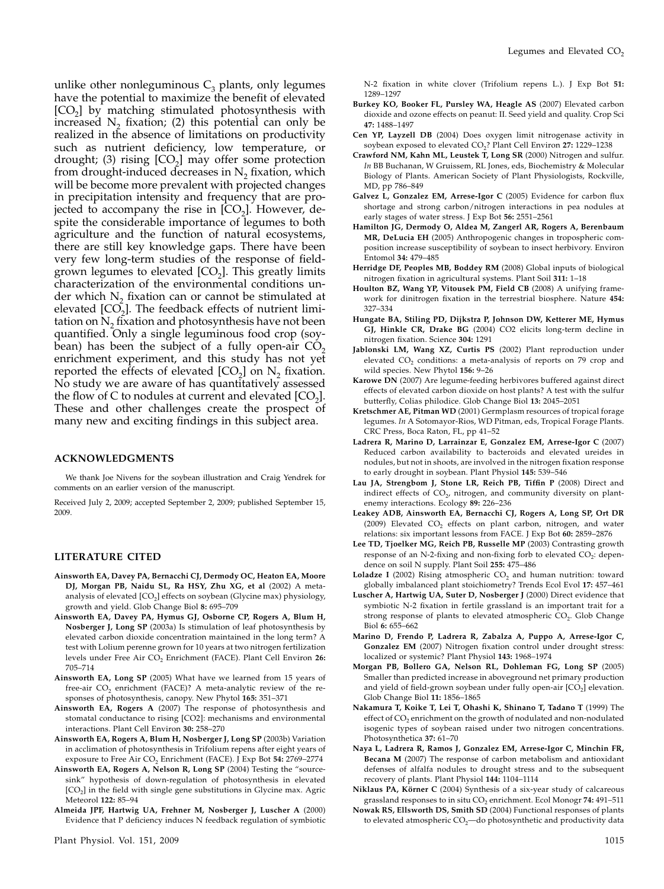unlike other nonleguminous $C_3$ plants, only legumes have the potential to maximize the benefit of elevated $[CO_2]$ by matching stimulated photosynthesis with increased $N_2$ fixation; (2) this potential can only be realized in the absence of limitations on productivity such as nutrient deficiency, low temperature, or drought; (3) rising $[CO_2]$ may offer some protection from drought-induced decreases in $N_2$ fixation, which will be become more prevalent with projected changes in precipitation intensity and frequency that are projected to accompany the rise in $[CO_2]$. However, despite the considerable importance of legumes to both agriculture and the function of natural ecosystems, there are still key knowledge gaps. There have been very few long-term studies of the response of field-grown legumes to elevated $[CO_2]$. This greatly limits characterization of the environmental conditions under which $N_2$ fixation can or cannot be stimulated at elevated $[CO_2]$. The feedback effects of nutrient limitation on $N_2$ fixation and photosynthesis have not been quantified. Only a single leguminous food crop (soybean) has been the subject of a fully open-air $CO_2$ enrichment experiment, and this study has not yet reported the effects of elevated $[CO_2]$ on $N_2$ fixation. No study we are aware of has quantitatively assessed the flow of C to nodules at current and elevated $[CO_2]$. These and other challenges create the prospect of many new and exciting findings in this subject area.

## ACKNOWLEDGMENTS

We thank Joe Nivens for the soybean illustration and Craig Yendrek for comments on an earlier version of the manuscript.

Received July 2, 2009; accepted September 2, 2009; published September 15, 2009.

## LITERATURE CITED

**Ainsworth EA, Davey PA, Bernacchi CJ, Dermody OC, Heaton EA, Moore DJ, Morgan PB, Naidu SL, Ra HSY, Zhu XG, et al** (2002) A meta-analysis of elevated $[CO_2]$ effects on soybean (Glycine max) physiology, growth and yield. Glob Change Biol **8:** 695–709

**Ainsworth EA, Davey PA, Hymus GJ, Osborne CP, Rogers A, Blum H, Nosberger J, Long SP** (2003a) Is stimulation of leaf photosynthesis by elevated carbon dioxide concentration maintained in the long term? A test with Lolium perenne grown for 10 years at two nitrogen fertilization levels under Free Air $CO_2$ Enrichment (FACE). Plant Cell Environ **26:** 705–714

**Ainsworth EA, Long SP** (2005) What have we learned from 15 years of free-air $CO_2$ enrichment (FACE)? A meta-analytic review of the responses of photosynthesis, canopy. New Phytol **165:** 351–371

**Ainsworth EA, Rogers A** (2007) The response of photosynthesis and stomatal conductance to rising [CO2]: mechanisms and environmental interactions. Plant Cell Environ **30:** 258–270

**Ainsworth EA, Rogers A, Blum H, Nosberger J, Long SP** (2003b) Variation in acclimation of photosynthesis in Trifolium repens after eight years of exposure to Free Air $CO_2$ Enrichment (FACE). J Exp Bot **54:** 2769–2774

**Ainsworth EA, Rogers A, Nelson R, Long SP** (2004) Testing the "source-sink" hypothesis of down-regulation of photosynthesis in elevated $[CO_2]$ in the field with single gene substitutions in Glycine max. Agric Meteorol **122:** 85–94

**Almeida JPF, Hartwig UA, Frehner M, Nosberger J, Luscher A** (2000) Evidence that P deficiency induces N feedback regulation of symbiotic N-2 fixation in white clover (Trifolium repens L.). J Exp Bot **51:** 1289–1297

**Burkey KO, Booker FL, Pursley WA, Heagle AS** (2007) Elevated carbon dioxide and ozone effects on peanut: II. Seed yield and quality. Crop Sci **47:** 1488–1497

**Cen YP, Layzell DB** (2004) Does oxygen limit nitrogenase activity in soybean exposed to elevated $CO_2$? Plant Cell Environ **27:** 1229–1238

**Crawford NM, Kahn ML, Leustek T, Long SR** (2000) Nitrogen and sulfur. *In* BB Buchanan, W Gruissem, RL Jones, eds, Biochemistry & Molecular Biology of Plants. American Society of Plant Physiologists, Rockville, MD, pp 786–849

**Galvez L, Gonzalez EM, Arrese-Igor C** (2005) Evidence for carbon flux shortage and strong carbon/nitrogen interactions in pea nodules at early stages of water stress. J Exp Bot **56:** 2551–2561

**Hamilton JG, Dermody O, Aldea M, Zangerl AR, Rogers A, Berenbaum MR, DeLucia EH** (2005) Anthropogenic changes in tropospheric composition increase susceptibility of soybean to insect herbivory. Environ Entomol **34:** 479–485

**Herridge DF, Peoples MB, Boddey RM** (2008) Global inputs of biological nitrogen fixation in agricultural systems. Plant Soil **311:** 1–18

**Houlton BZ, Wang YP, Vitousek PM, Field CB** (2008) A unifying framework for dinitrogen fixation in the terrestrial biosphere. Nature **454:** 327–334

**Hungate BA, Stiling PD, Dijkstra P, Johnson DW, Ketterer ME, Hymus GJ, Hinkle CR, Drake BG** (2004) CO2 elicits long-term decline in nitrogen fixation. Science **304:** 1291

**Jablonski LM, Wang XZ, Curtis PS** (2002) Plant reproduction under elevated $CO_2$ conditions: a meta-analysis of reports on 79 crop and wild species. New Phytol **156:** 9–26

**Karowe DN** (2007) Are legume-feeding herbivores buffered against direct effects of elevated carbon dioxide on host plants? A test with the sulfur butterfly, Colias philodice. Glob Change Biol **13:** 2045–2051

**Kretschmer AE, Pitman WD** (2001) Germplasm resources of tropical forage legumes. *In* A Sotomayor-Rios, WD Pitman, eds, Tropical Forage Plants. CRC Press, Boca Raton, FL, pp 41–52

**Ladrera R, Marino D, Larrainzar E, Gonzalez EM, Arrese-Igor C** (2007) Reduced carbon availability to bacteroids and elevated ureides in nodules, but not in shoots, are involved in the nitrogen fixation response to early drought in soybean. Plant Physiol **145:** 539–546

**Lau JA, Strengbom J, Stone LR, Reich PB, Tiffin P** (2008) Direct and indirect effects of $CO_2$, nitrogen, and community diversity on plant-enemy interactions. Ecology **89:** 226–236

**Leakey ADB, Ainsworth EA, Bernacchi CJ, Rogers A, Long SP, Ort DR** (2009) Elevated $CO_2$ effects on plant carbon, nitrogen, and water relations: six important lessons from FACE. J Exp Bot **60:** 2859–2876

**Lee TD, Tjoelker MG, Reich PB, Russelle MP** (2003) Contrasting growth response of an N-2-fixing and non-fixing forb to elevated $CO_2$: dependence on soil N supply. Plant Soil **255:** 475–486

**Loladze I** (2002) Rising atmospheric $CO_2$ and human nutrition: toward globally imbalanced plant stoichiometry? Trends Ecol Evol **17:** 457–461

**Luscher A, Hartwig UA, Suter D, Nosberger J** (2000) Direct evidence that symbiotic N-2 fixation in fertile grassland is an important trait for a strong response of plants to elevated atmospheric $CO_2$. Glob Change Biol **6:** 655–662

**Marino D, Frendo P, Ladrera R, Zabalza A, Puppo A, Arrese-Igor C, Gonzalez EM** (2007) Nitrogen fixation control under drought stress: localized or systemic? Plant Physiol **143:** 1968–1974

**Morgan PB, Bollero GA, Nelson RL, Dohleman FG, Long SP** (2005) Smaller than predicted increase in aboveground net primary production and yield of field-grown soybean under fully open-air $[CO_2]$ elevation. Glob Change Biol **11:** 1856–1865

**Nakamura T, Koike T, Lei T, Ohashi K, Shinano T, Tadano T** (1999) The effect of $CO_2$ enrichment on the growth of nodulated and non-nodulated isogenic types of soybean raised under two nitrogen concentrations. Photosynthetica **37:** 61–70

**Naya L, Ladrera R, Ramos J, Gonzalez EM, Arrese-Igor C, Minchin FR, Becana M** (2007) The response of carbon metabolism and antioxidant defenses of alfalfa nodules to drought stress and to the subsequent recovery of plants. Plant Physiol **144:** 1104–1114

**Niklaus PA, Körner C** (2004) Synthesis of a six-year study of calcareous grassland responses to in situ $CO_2$ enrichment. Ecol Monogr **74:** 491–511

**Nowak RS, Ellsworth DS, Smith SD** (2004) Functional responses of plants to elevated atmospheric $CO_2$—do photosynthetic and productivity data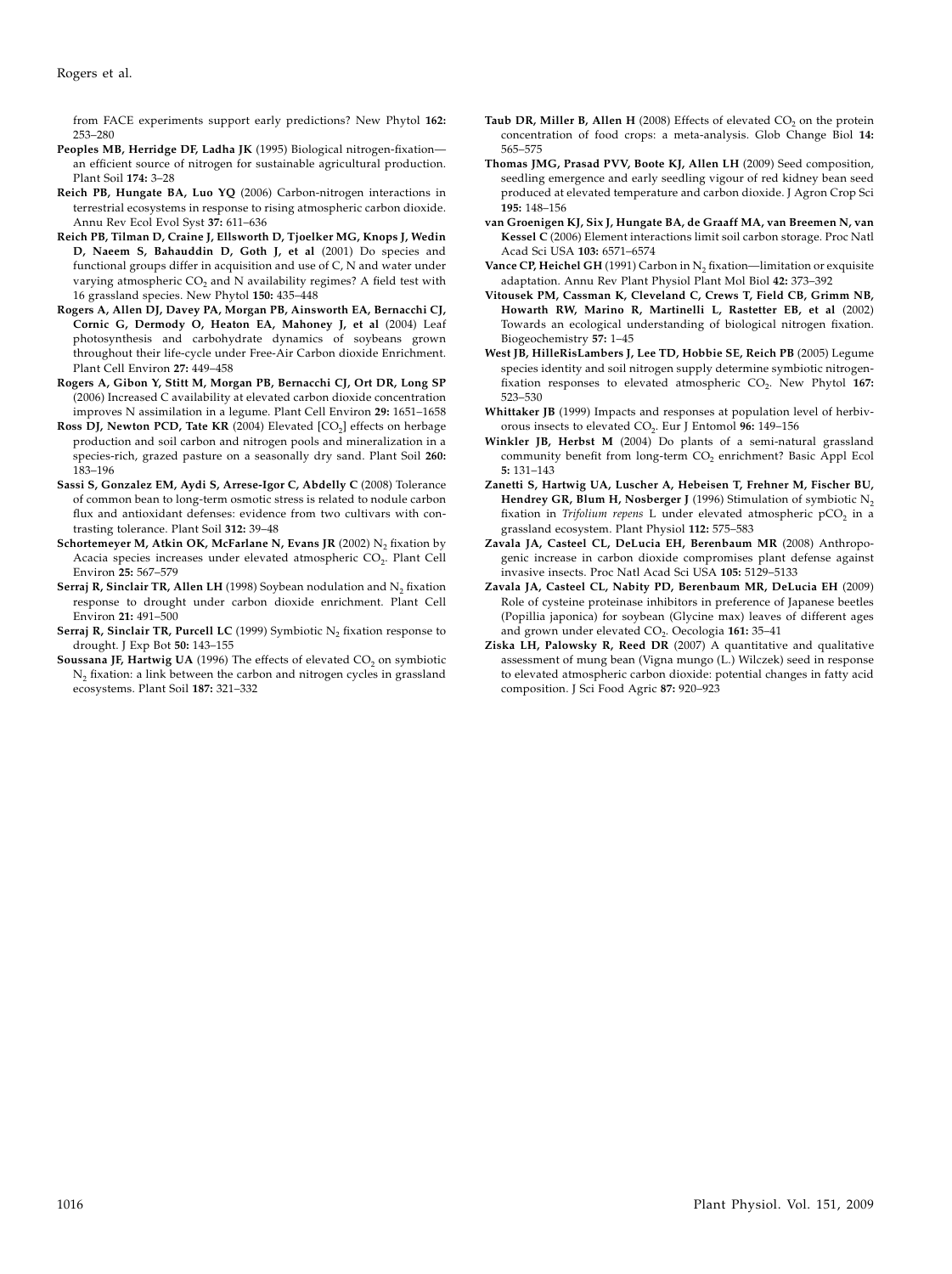from FACE experiments support early predictions? New Phytol **162:** 253–280

**Peoples MB, Herridge DF, Ladha JK** (1995) Biological nitrogen-fixation—an efficient source of nitrogen for sustainable agricultural production. Plant Soil **174:** 3–28

**Reich PB, Hungate BA, Luo YQ** (2006) Carbon-nitrogen interactions in terrestrial ecosystems in response to rising atmospheric carbon dioxide. Annu Rev Ecol Evol Syst **37:** 611–636

**Reich PB, Tilman D, Craine J, Ellsworth D, Tjoelker MG, Knops J, Wedin D, Naeem S, Bahauddin D, Goth J, et al** (2001) Do species and functional groups differ in acquisition and use of C, N and water under varying atmospheric $CO_2$ and N availability regimes? A field test with 16 grassland species. New Phytol **150:** 435–448

**Rogers A, Allen DJ, Davey PA, Morgan PB, Ainsworth EA, Bernacchi CJ, Cornic G, Dermody O, Heaton EA, Mahoney J, et al** (2004) Leaf photosynthesis and carbohydrate dynamics of soybeans grown throughout their life-cycle under Free-Air Carbon dioxide Enrichment. Plant Cell Environ **27:** 449–458

**Rogers A, Gibon Y, Stitt M, Morgan PB, Bernacchi CJ, Ort DR, Long SP** (2006) Increased C availability at elevated carbon dioxide concentration improves N assimilation in a legume. Plant Cell Environ **29:** 1651–1658

**Ross DJ, Newton PCD, Tate KR** (2004) Elevated [$CO_2$] effects on herbage production and soil carbon and nitrogen pools and mineralization in a species-rich, grazed pasture on a seasonally dry sand. Plant Soil **260:** 183–196

**Sassi S, Gonzalez EM, Aydi S, Arrese-Igor C, Abdelly C** (2008) Tolerance of common bean to long-term osmotic stress is related to nodule carbon flux and antioxidant defenses: evidence from two cultivars with contrasting tolerance. Plant Soil **312:** 39–48

**Schortemeyer M, Atkin OK, McFarlane N, Evans JR** (2002) $N_2$ fixation by Acacia species increases under elevated atmospheric $CO_2$. Plant Cell Environ **25:** 567–579

**Serraj R, Sinclair TR, Allen LH** (1998) Soybean nodulation and $N_2$ fixation response to drought under carbon dioxide enrichment. Plant Cell Environ **21:** 491–500

**Serraj R, Sinclair TR, Purcell LC** (1999) Symbiotic $N_2$ fixation response to drought. J Exp Bot **50:** 143–155

**Soussana JF, Hartwig UA** (1996) The effects of elevated $CO_2$ on symbiotic $N_2$ fixation: a link between the carbon and nitrogen cycles in grassland ecosystems. Plant Soil **187:** 321–332

**Taub DR, Miller B, Allen H** (2008) Effects of elevated $CO_2$ on the protein concentration of food crops: a meta-analysis. Glob Change Biol **14:** 565–575

**Thomas JMG, Prasad PVV, Boote KJ, Allen LH** (2009) Seed composition, seedling emergence and early seedling vigour of red kidney bean seed produced at elevated temperature and carbon dioxide. J Agron Crop Sci **195:** 148–156

**van Groenigen KJ, Six J, Hungate BA, de Graaff MA, van Breemen N, van Kessel C** (2006) Element interactions limit soil carbon storage. Proc Natl Acad Sci USA **103:** 6571–6574

**Vance CP, Heichel GH** (1991) Carbon in $N_2$ fixation—limitation or exquisite adaptation. Annu Rev Plant Physiol Plant Mol Biol **42:** 373–392

**Vitousek PM, Cassman K, Cleveland C, Crews T, Field CB, Grimm NB, Howarth RW, Marino R, Martinelli L, Rastetter EB, et al** (2002) Towards an ecological understanding of biological nitrogen fixation. Biogeochemistry **57:** 1–45

**West JB, HilleRisLambers J, Lee TD, Hobbie SE, Reich PB** (2005) Legume species identity and soil nitrogen supply determine symbiotic nitrogen-fixation responses to elevated atmospheric $CO_2$. New Phytol **167:** 523–530

**Whittaker JB** (1999) Impacts and responses at population level of herbivorous insects to elevated $CO_2$. Eur J Entomol **96:** 149–156

**Winkler JB, Herbst M** (2004) Do plants of a semi-natural grassland community benefit from long-term $CO_2$ enrichment? Basic Appl Ecol **5:** 131–143

**Zanetti S, Hartwig UA, Luscher A, Hebeisen T, Frehner M, Fischer BU, Hendrey GR, Blum H, Nosberger J** (1996) Stimulation of symbiotic $N_2$ fixation in *Trifolium repens* L under elevated atmospheric $pCO_2$ in a grassland ecosystem. Plant Physiol **112:** 575–583

**Zavala JA, Casteel CL, DeLucia EH, Berenbaum MR** (2008) Anthropogenic increase in carbon dioxide compromises plant defense against invasive insects. Proc Natl Acad Sci USA **105:** 5129–5133

**Zavala JA, Casteel CL, Nabity PD, Berenbaum MR, DeLucia EH** (2009) Role of cysteine proteinase inhibitors in preference of Japanese beetles (Popillia japonica) for soybean (Glycine max) leaves of different ages and grown under elevated $CO_2$. Oecologia **161:** 35–41

**Ziska LH, Palowsky R, Reed DR** (2007) A quantitative and qualitative assessment of mung bean (Vigna mungo (L.) Wilczek) seed in response to elevated atmospheric carbon dioxide: potential changes in fatty acid composition. J Sci Food Agric **87:** 920–923